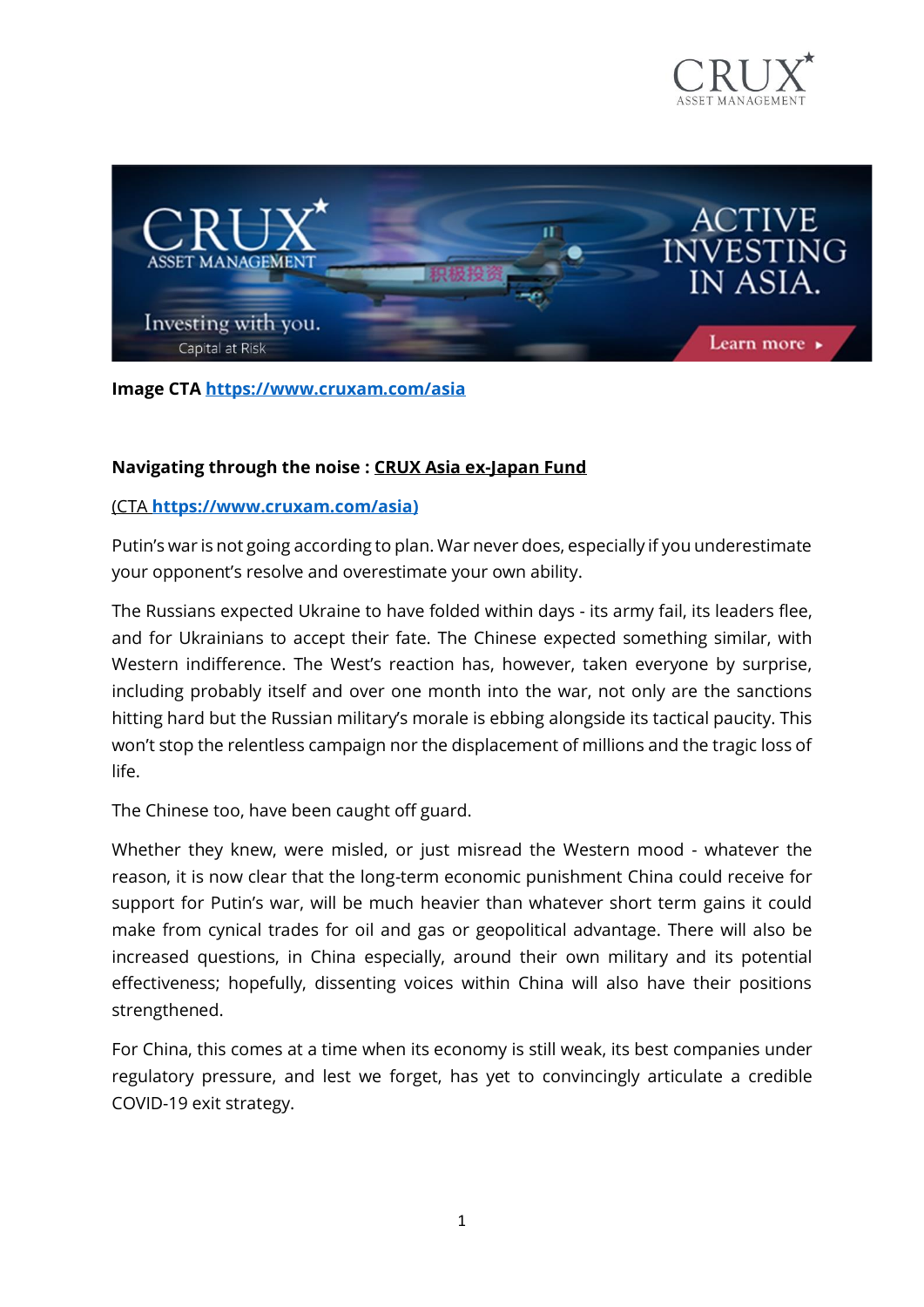**Image CTA [https://www.cruxam.com/asia](https://www.cruxam.com/asia)**

**Navigating through the noise : CRUX Asia ex-Japan Fund**

[(CTA https://www.cruxam.com/asia)](https://www.cruxam.com/asia)

Putin's war is not going according to plan. War never does, especially if you underestimate your opponent's resolve and overestimate your own ability.

The Russians expected Ukraine to have folded within days - its army fail, its leaders flee, and for Ukrainians to accept their fate. The Chinese expected something similar, with Western indifference. The West's reaction has, however, taken everyone by surprise, including probably itself and over one month into the war, not only are the sanctions hitting hard but the Russian military's morale is ebbing alongside its tactical paucity. This won't stop the relentless campaign nor the displacement of millions and the tragic loss of life.

The Chinese too, have been caught off guard.

Whether they knew, were misled, or just misread the Western mood - whatever the reason, it is now clear that the long-term economic punishment China could receive for support for Putin's war, will be much heavier than whatever short term gains it could make from cynical trades for oil and gas or geopolitical advantage. There will also be increased questions, in China especially, around their own military and its potential effectiveness; hopefully, dissenting voices within China will also have their positions strengthened.

For China, this comes at a time when its economy is still weak, its best companies under regulatory pressure, and lest we forget, has yet to convincingly articulate a credible COVID-19 exit strategy.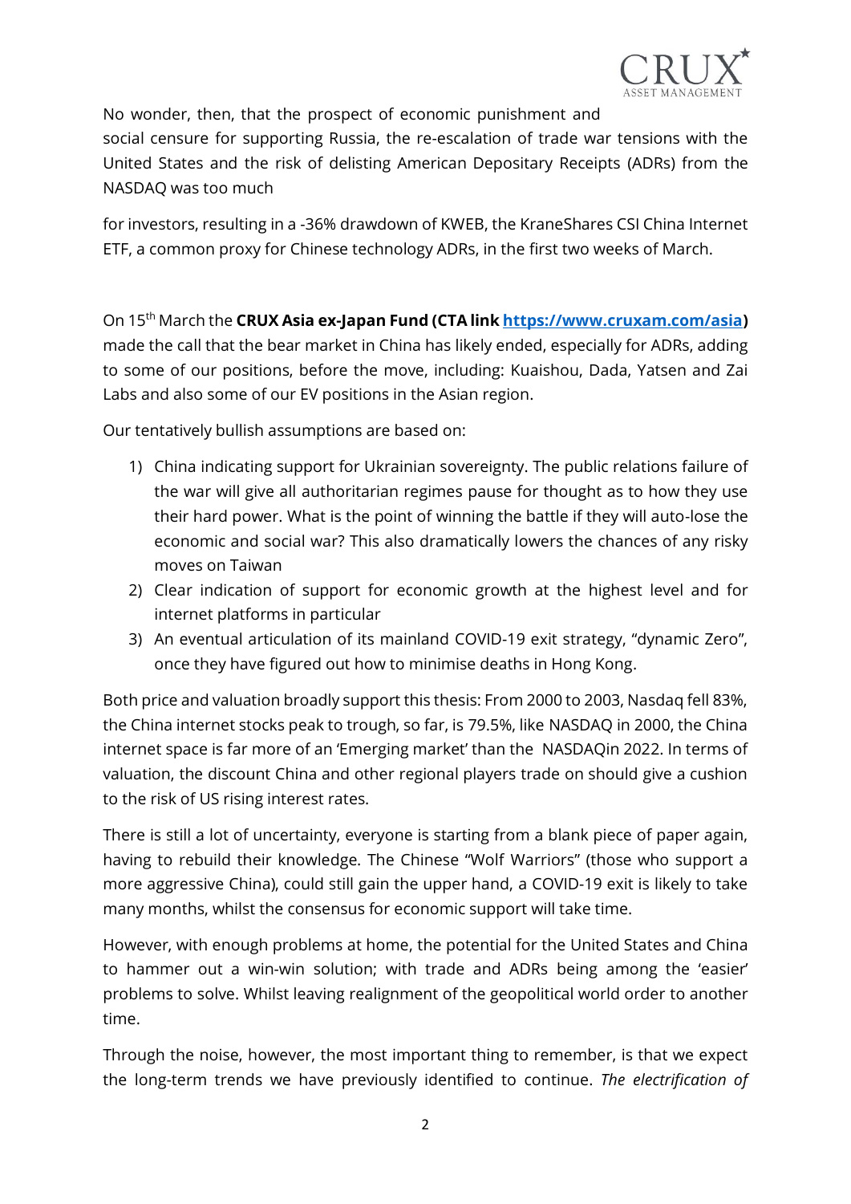No wonder, then, that the prospect of economic punishment and social censure for supporting Russia, the re-escalation of trade war tensions with the United States and the risk of delisting American Depositary Receipts (ADRs) from the NASDAQ was too much

for investors, resulting in a -36% drawdown of KWEB, the KraneShares CSI China Internet ETF, a common proxy for Chinese technology ADRs, in the first two weeks of March.

On 15th March the **CRUX Asia ex-Japan Fund (CTA link https://www.cruxam.com/asia)** made the call that the bear market in China has likely ended, especially for ADRs, adding to some of our positions, before the move, including: Kuaishou, Dada, Yatsen and Zai Labs and also some of our EV positions in the Asian region.

Our tentatively bullish assumptions are based on:

1) China indicating support for Ukrainian sovereignty. The public relations failure of the war will give all authoritarian regimes pause for thought as to how they use their hard power. What is the point of winning the battle if they will auto-lose the economic and social war? This also dramatically lowers the chances of any risky moves on Taiwan
2) Clear indication of support for economic growth at the highest level and for internet platforms in particular
3) An eventual articulation of its mainland COVID-19 exit strategy, "dynamic Zero", once they have figured out how to minimise deaths in Hong Kong.

Both price and valuation broadly support this thesis: From 2000 to 2003, Nasdaq fell 83%, the China internet stocks peak to trough, so far, is 79.5%, like NASDAQ in 2000, the China internet space is far more of an 'Emerging market' than the NASDAQin 2022. In terms of valuation, the discount China and other regional players trade on should give a cushion to the risk of US rising interest rates.

There is still a lot of uncertainty, everyone is starting from a blank piece of paper again, having to rebuild their knowledge. The Chinese "Wolf Warriors" (those who support a more aggressive China), could still gain the upper hand, a COVID-19 exit is likely to take many months, whilst the consensus for economic support will take time.

However, with enough problems at home, the potential for the United States and China to hammer out a win-win solution; with trade and ADRs being among the 'easier' problems to solve. Whilst leaving realignment of the geopolitical world order to another time.

Through the noise, however, the most important thing to remember, is that we expect the long-term trends we have previously identified to continue. *The electrification of*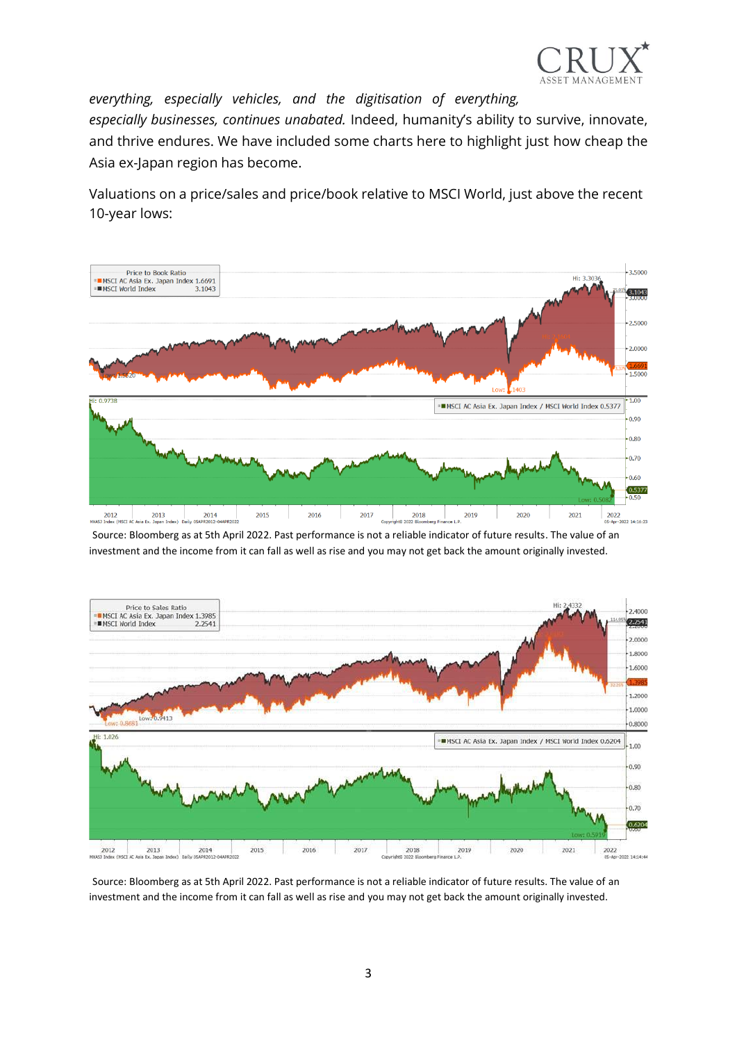*everything, especially vehicles, and the digitisation of everything, especially businesses, continues unabated.* Indeed, humanity's ability to survive, innovate, and thrive endures. We have included some charts here to highlight just how cheap the Asia ex-Japan region has become.

Valuations on a price/sales and price/book relative to MSCI World, just above the recent 10-year lows:

Price to Book Ratio
MSCI AC Asia Ex. Japan Index 1.6691
MSCI World Index 3.1043
Hi: 3.3036
Low: 1.5820
Low: 1.1403
Hi: 0.9738
MSCI AC Asia Ex. Japan Index / MSCI World Index 0.5377
Low: 0.5082
2012 2013 2014 2015 2016 2017 2018 2019 2020 2021 2022

Source: Bloomberg as at 5th April 2022. Past performance is not a reliable indicator of future results. The value of an investment and the income from it can fall as well as rise and you may not get back the amount originally invested.

Price to Sales Ratio
MSCI AC Asia Ex. Japan Index 1.3985
MSCI World Index 2.2541
Hi: 2.4332
Low: 0.9413
Low: 0.8881
Hi: 1.026
MSCI AC Asia Ex. Japan Index / MSCI World Index 0.6204
Low: 0.5919
2012 2013 2014 2015 2016 2017 2018 2019 2020 2021 2022

Source: Bloomberg as at 5th April 2022. Past performance is not a reliable indicator of future results. The value of an investment and the income from it can fall as well as rise and you may not get back the amount originally invested.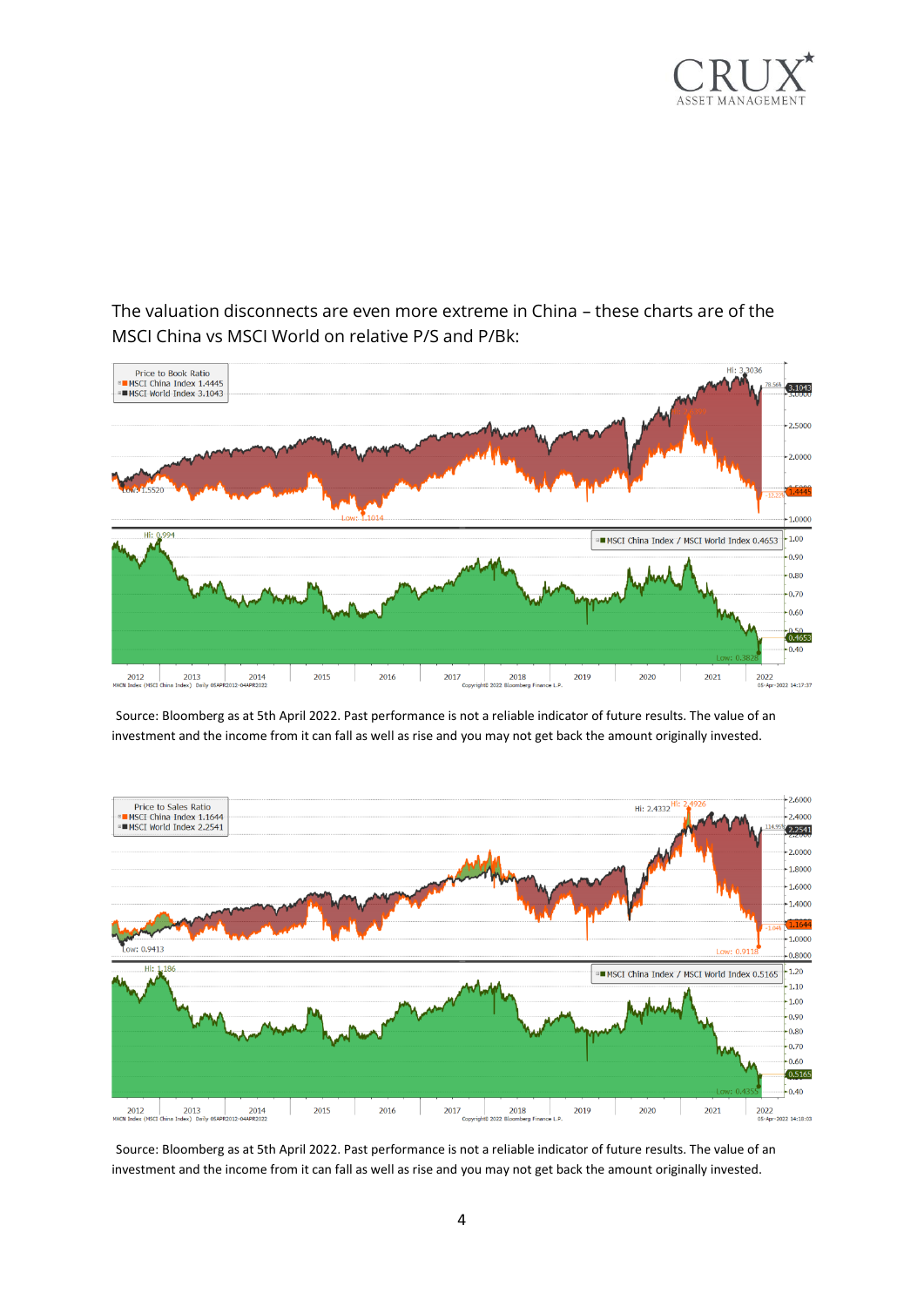The valuation disconnects are even more extreme in China – these charts are of the MSCI China vs MSCI World on relative P/S and P/Bk:

Price to Book Ratio
MSCI China Index 1.4445
MSCI World Index 3.1043
Hi: 3.3036
Low: 1.5520
Low: 1.1014
MSCI China Index / MSCI World Index 0.4653
Hi: 0.994
Low: 0.3828

Source: Bloomberg as at 5th April 2022. Past performance is not a reliable indicator of future results. The value of an investment and the income from it can fall as well as rise and you may not get back the amount originally invested.

Price to Sales Ratio
MSCI China Index 1.1644
MSCI World Index 2.2541
Hi: 2.4332
Hi: 2.4926
Low: 0.9413
Low: 0.9118
MSCI China Index / MSCI World Index 0.5165
Hi: 1.186
Low: 0.4355

Source: Bloomberg as at 5th April 2022. Past performance is not a reliable indicator of future results. The value of an investment and the income from it can fall as well as rise and you may not get back the amount originally invested.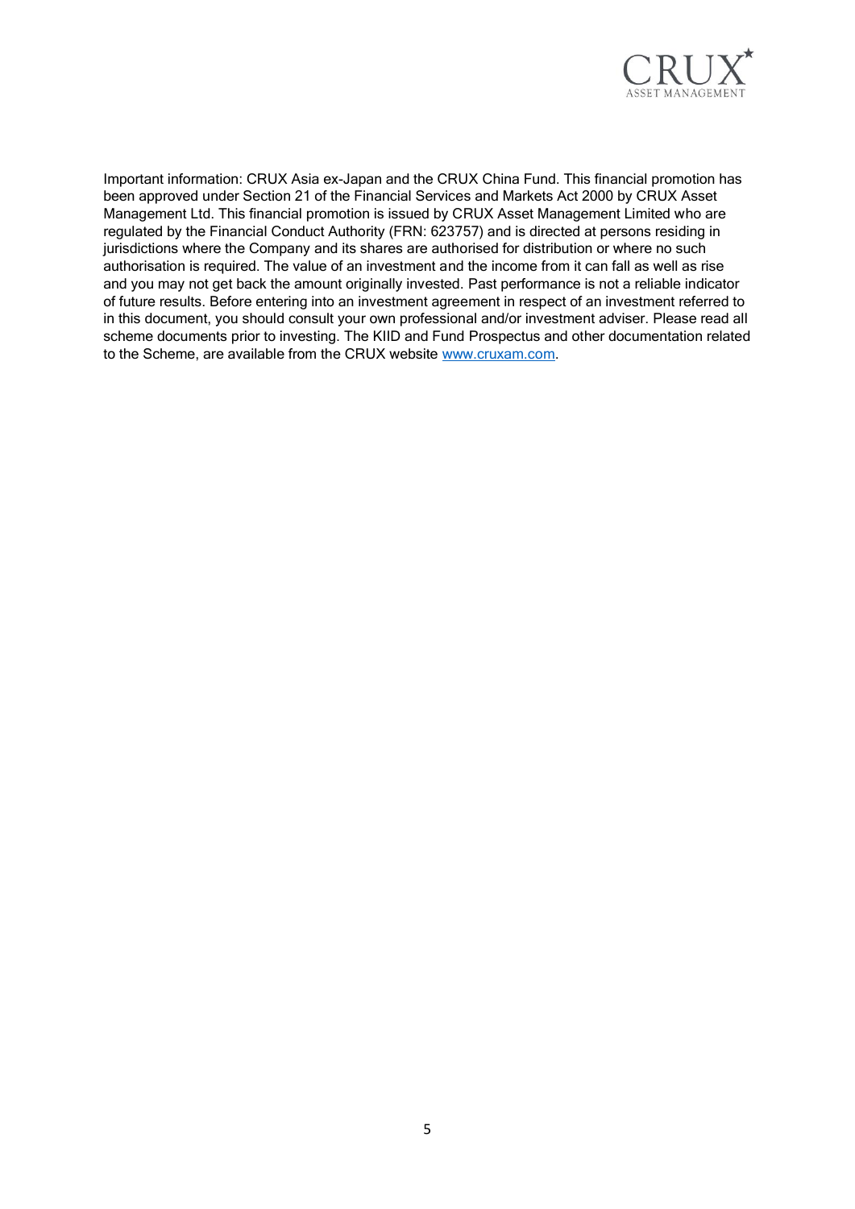Important information: CRUX Asia ex-Japan and the CRUX China Fund. This financial promotion has been approved under Section 21 of the Financial Services and Markets Act 2000 by CRUX Asset Management Ltd. This financial promotion is issued by CRUX Asset Management Limited who are regulated by the Financial Conduct Authority (FRN: 623757) and is directed at persons residing in jurisdictions where the Company and its shares are authorised for distribution or where no such authorisation is required. The value of an investment and the income from it can fall as well as rise and you may not get back the amount originally invested. Past performance is not a reliable indicator of future results. Before entering into an investment agreement in respect of an investment referred to in this document, you should consult your own professional and/or investment adviser. Please read all scheme documents prior to investing. The KIID and Fund Prospectus and other documentation related to the Scheme, are available from the CRUX website www.cruxam.com.